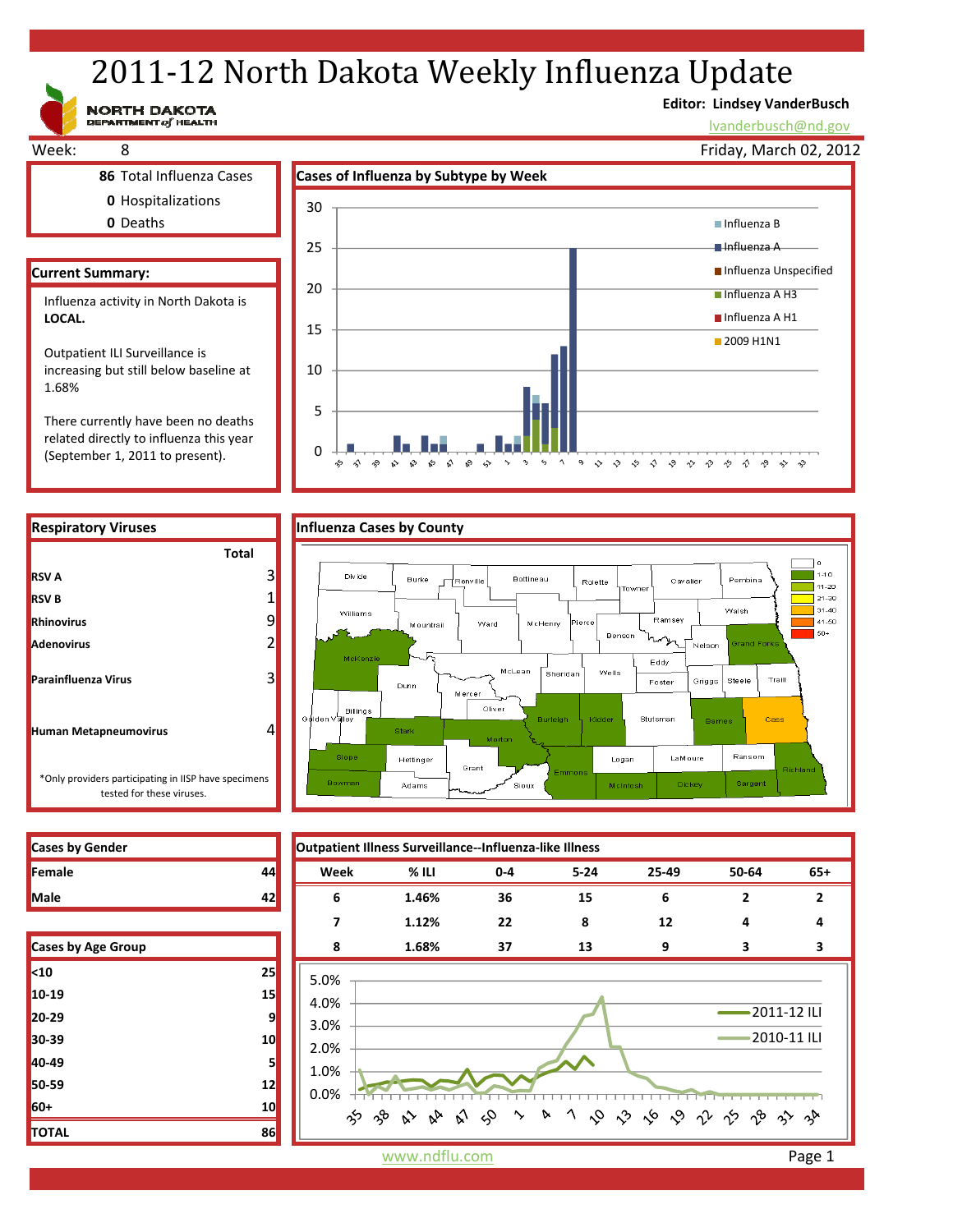# 2011-12 North Dakota Weekly Influenza Update

NORTH DAKOTA DEPARTMENT of HEALTH

**Editor: Lindsey VanderBusch**
lvanderbusch@nd.gov

Week: 8

Friday, March 02, 2012

**86** Total Influenza Cases
**0** Hospitalizations
**0** Deaths

## Current Summary:

Influenza activity in North Dakota is **LOCAL.**

Outpatient ILI Surveillance is increasing but still below baseline at 1.68%

There currently have been no deaths related directly to influenza this year (September 1, 2011 to present).

## Cases of Influenza by Subtype by Week

Legend: Influenza B, Influenza A, Influenza Unspecified, Influenza A H3, Influenza A H1, 2009 H1N1

## Respiratory Viruses

| | Total |
|---|---|
| **RSV A** | 3 |
| **RSV B** | 1 |
| **Rhinovirus** | 9 |
| **Adenovirus** | 2 |
| **Parainfluenza Virus** | 3 |
| **Human Metapneumovirus** | 4 |

*Only providers participating in IISP have specimens tested for these viruses.

## Influenza Cases by County

Legend: 0, 1-10, 11-20, 21-30, 31-40, 41-50, 50+

## Cases by Gender

| | |
|---|---|
| **Female** | 44 |
| **Male** | 42 |

## Cases by Age Group

| | |
|---|---|
| **<10** | 25 |
| **10-19** | 15 |
| **20-29** | 9 |
| **30-39** | 10 |
| **40-49** | 5 |
| **50-59** | 12 |
| **60+** | 10 |
| **TOTAL** | 86 |

## Outpatient Illness Surveillance--Influenza-like Illness

| Week | % ILI | 0-4 | 5-24 | 25-49 | 50-64 | 65+ |
|---|---|---|---|---|---|---|
| 6 | 1.46% | 36 | 15 | 6 | 2 | 2 |
| 7 | 1.12% | 22 | 8 | 12 | 4 | 4 |
| 8 | 1.68% | 37 | 13 | 9 | 3 | 3 |

Legend: 2011-12 ILI, 2010-11 ILI

www.ndflu.com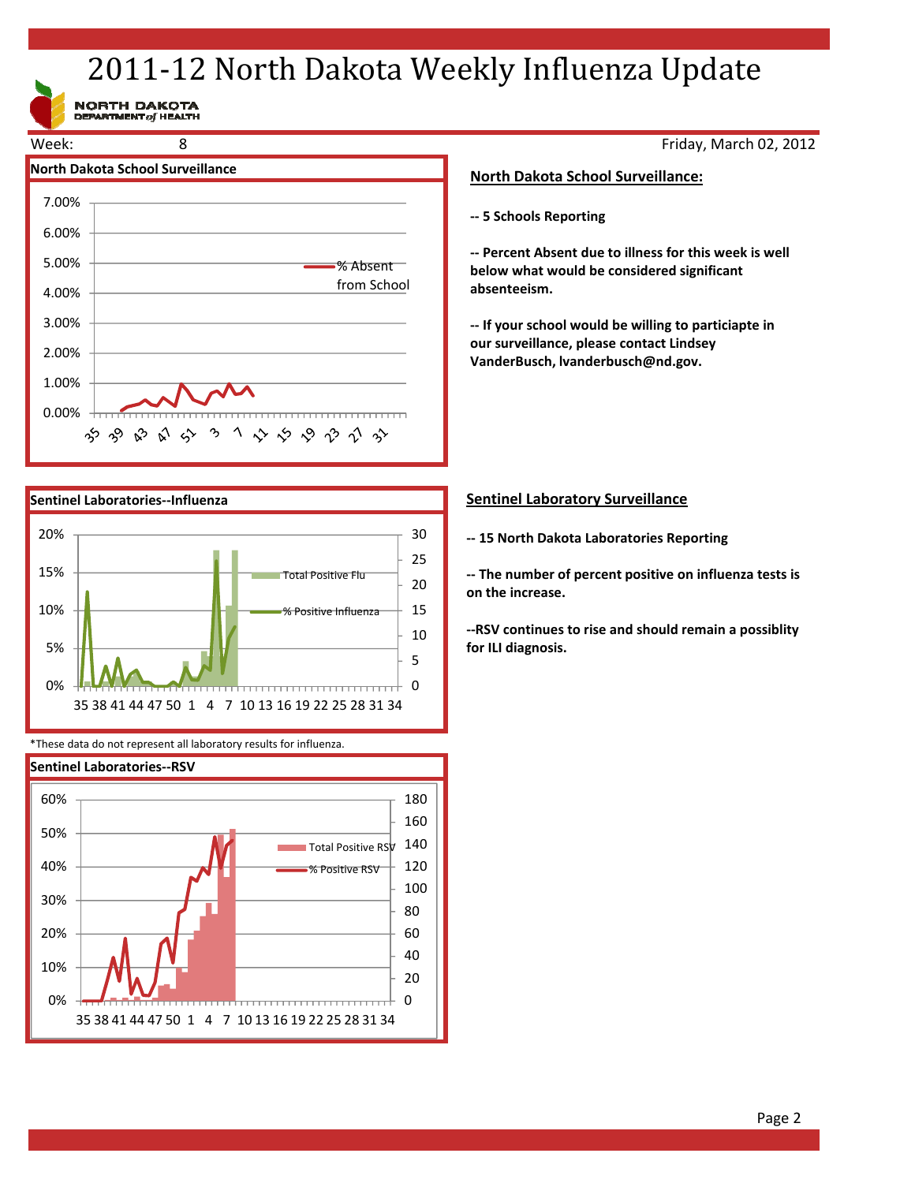# 2011-12 North Dakota Weekly Influenza Update

NORTH DAKOTA DEPARTMENT of HEALTH

Week: 8

Friday, March 02, 2012

**North Dakota School Surveillance**

% Absent from School

## North Dakota School Surveillance:

**-- 5 Schools Reporting**

**-- Percent Absent due to illness for this week is well below what would be considered significant absenteeism.**

**-- If your school would be willing to particiapte in our surveillance, please contact Lindsey VanderBusch, lvanderbusch@nd.gov.**

**Sentinel Laboratories--Influenza**

Total Positive Flu

% Positive Influenza

*These data do not represent all laboratory results for influenza.

## Sentinel Laboratory Surveillance

**-- 15 North Dakota Laboratories Reporting**

**-- The number of percent positive on influenza tests is on the increase.**

**--RSV continues to rise and should remain a possiblity for ILI diagnosis.**

**Sentinel Laboratories--RSV**

Total Positive RSV

% Positive RSV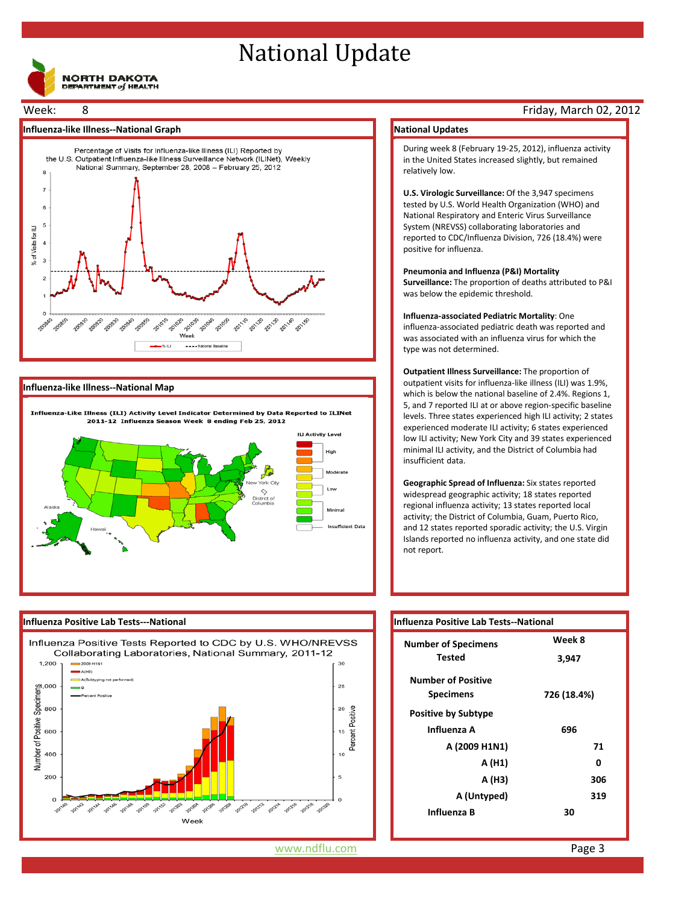# National Update

NORTH DAKOTA DEPARTMENT of HEALTH

Week: 8

Friday, March 02, 2012

## Influenza-like Illness--National Graph

Percentage of Visits for Influenza-like Illness (ILI) Reported by the U.S. Outpatient Influenza-like Illness Surveillance Network (ILINet), Weekly National Summary, September 28, 2008 – February 25, 2012

% of Visits for ILI

Week

% ILI

National Baseline

## Influenza-like Illness--National Map

Influenza-Like Illness (ILI) Activity Level Indicator Determined by Data Reported to ILINet
2011-12 Influenza Season Week 8 ending Feb 25, 2012

ILI Activity Level

High

Moderate

Low

Minimal

Insufficient Data

New York City

District of Columbia

Alaska

Hawaii

## National Updates

During week 8 (February 19-25, 2012), influenza activity in the United States increased slightly, but remained relatively low.

**U.S. Virologic Surveillance:** Of the 3,947 specimens tested by U.S. World Health Organization (WHO) and National Respiratory and Enteric Virus Surveillance System (NREVSS) collaborating laboratories and reported to CDC/Influenza Division, 726 (18.4%) were positive for influenza.

**Pneumonia and Influenza (P&I) Mortality Surveillance:** The proportion of deaths attributed to P&I was below the epidemic threshold.

**Influenza-associated Pediatric Mortality**: One influenza-associated pediatric death was reported and was associated with an influenza virus for which the type was not determined.

**Outpatient Illness Surveillance:** The proportion of outpatient visits for influenza-like illness (ILI) was 1.9%, which is below the national baseline of 2.4%. Regions 1, 5, and 7 reported ILI at or above region-specific baseline levels. Three states experienced high ILI activity; 2 states experienced moderate ILI activity; 6 states experienced low ILI activity; New York City and 39 states experienced minimal ILI activity, and the District of Columbia had insufficient data.

**Geographic Spread of Influenza:** Six states reported widespread geographic activity; 18 states reported regional influenza activity; 13 states reported local activity; the District of Columbia, Guam, Puerto Rico, and 12 states reported sporadic activity; the U.S. Virgin Islands reported no influenza activity, and one state did not report.

## Influenza Positive Lab Tests---National

Influenza Positive Tests Reported to CDC by U.S. WHO/NREVSS Collaborating Laboratories, National Summary, 2011-12

Number of Positive Specimens

Percent Positive

2009 H1N1

A(H3)

A(Subtyping not performed)

B

Percent Positive

Week

## Influenza Positive Lab Tests--National

| | Week 8 |
|---|---|
| **Number of Specimens Tested** | **3,947** |
| **Number of Positive Specimens** | **726 (18.4%)** |
| **Positive by Subtype** | |
| **Influenza A** | **696** |
| **A (2009 H1N1)** | **71** |
| **A (H1)** | **0** |
| **A (H3)** | **306** |
| **A (Untyped)** | **319** |
| **Influenza B** | **30** |

www.ndflu.com